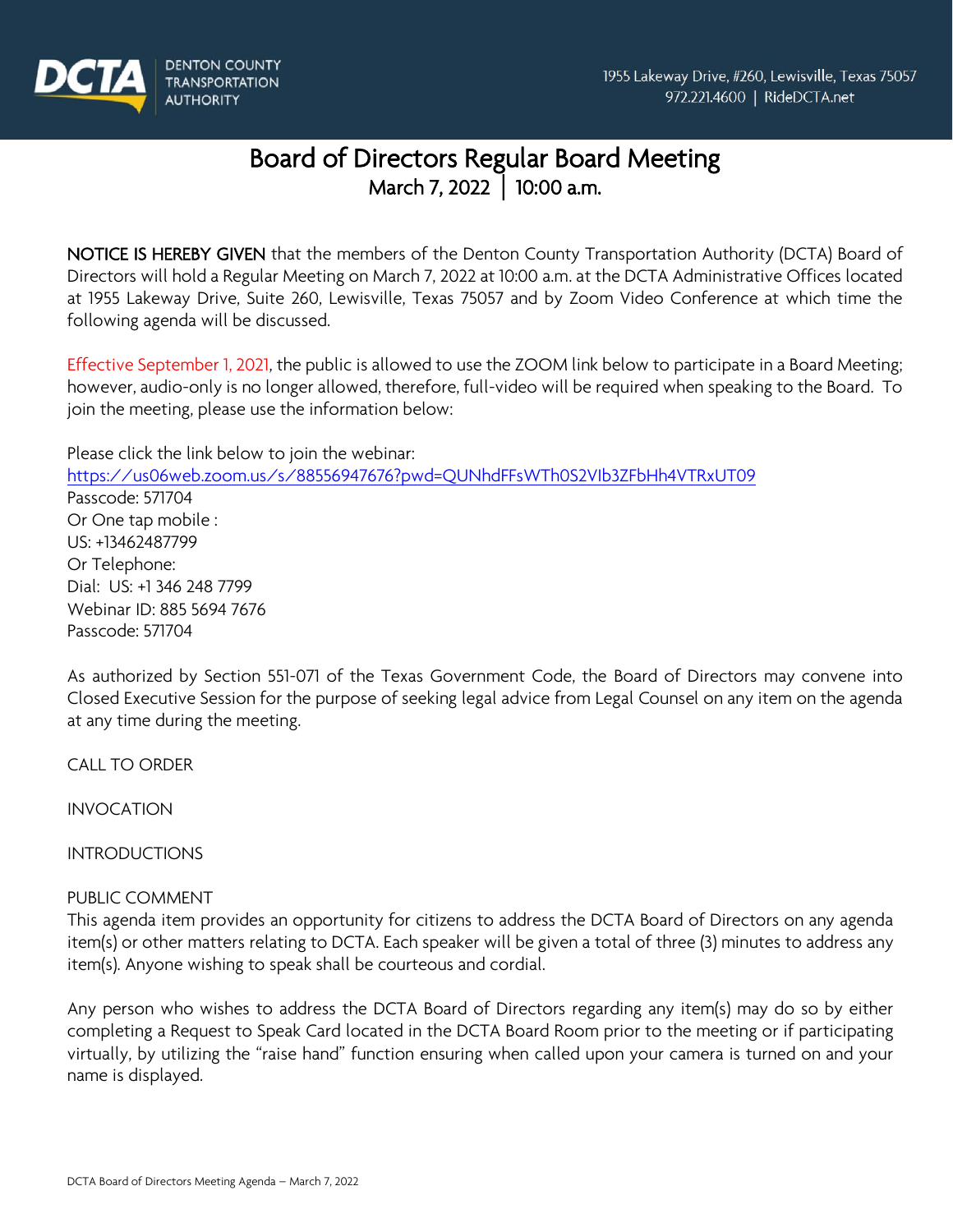DCTA DENTON COUNTY TRANSPORTATION AUTHORITY

1955 Lakeway Drive, #260, Lewisville, Texas 75057
972.221.4600 | RideDCTA.net

# Board of Directors Regular Board Meeting

## March 7, 2022 | 10:00 a.m.

**NOTICE IS HEREBY GIVEN** that the members of the Denton County Transportation Authority (DCTA) Board of Directors will hold a Regular Meeting on March 7, 2022 at 10:00 a.m. at the DCTA Administrative Offices located at 1955 Lakeway Drive, Suite 260, Lewisville, Texas 75057 and by Zoom Video Conference at which time the following agenda will be discussed.

Effective September 1, 2021, the public is allowed to use the ZOOM link below to participate in a Board Meeting; however, audio-only is no longer allowed, therefore, full-video will be required when speaking to the Board. To join the meeting, please use the information below:

Please click the link below to join the webinar:
https://us06web.zoom.us/s/88556947676?pwd=QUNhdFFsWTh0S2VIb3ZFbHh4VTRxUT09
Passcode: 571704
Or One tap mobile :
US: +13462487799
Or Telephone:
Dial: US: +1 346 248 7799
Webinar ID: 885 5694 7676
Passcode: 571704

As authorized by Section 551-071 of the Texas Government Code, the Board of Directors may convene into Closed Executive Session for the purpose of seeking legal advice from Legal Counsel on any item on the agenda at any time during the meeting.

CALL TO ORDER

INVOCATION

INTRODUCTIONS

PUBLIC COMMENT

This agenda item provides an opportunity for citizens to address the DCTA Board of Directors on any agenda item(s) or other matters relating to DCTA. Each speaker will be given a total of three (3) minutes to address any item(s). Anyone wishing to speak shall be courteous and cordial.

Any person who wishes to address the DCTA Board of Directors regarding any item(s) may do so by either completing a Request to Speak Card located in the DCTA Board Room prior to the meeting or if participating virtually, by utilizing the "raise hand" function ensuring when called upon your camera is turned on and your name is displayed.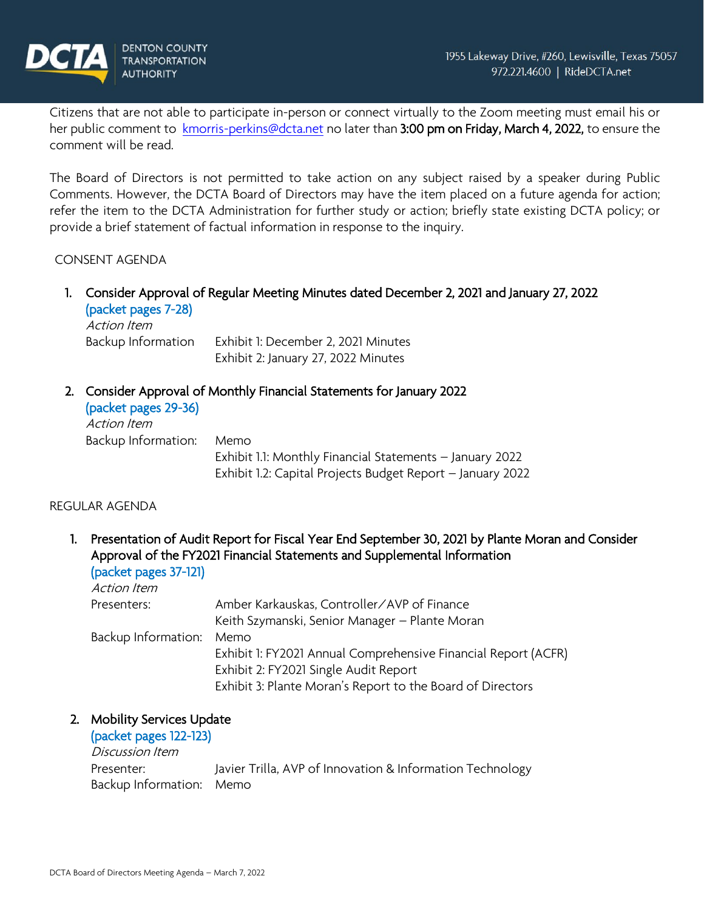Citizens that are not able to participate in-person or connect virtually to the Zoom meeting must email his or her public comment to kmorris-perkins@dcta.net no later than **3:00 pm on Friday, March 4, 2022,** to ensure the comment will be read.

The Board of Directors is not permitted to take action on any subject raised by a speaker during Public Comments. However, the DCTA Board of Directors may have the item placed on a future agenda for action; refer the item to the DCTA Administration for further study or action; briefly state existing DCTA policy; or provide a brief statement of factual information in response to the inquiry.

## CONSENT AGENDA

1. **Consider Approval of Regular Meeting Minutes dated December 2, 2021 and January 27, 2022**
   (packet pages 7-28)
   *Action Item*
   Backup Information: Exhibit 1: December 2, 2021 Minutes
   Exhibit 2: January 27, 2022 Minutes

2. **Consider Approval of Monthly Financial Statements for January 2022**
   (packet pages 29-36)
   *Action Item*
   Backup Information: Memo
   Exhibit 1.1: Monthly Financial Statements – January 2022
   Exhibit 1.2: Capital Projects Budget Report – January 2022

## REGULAR AGENDA

1. **Presentation of Audit Report for Fiscal Year End September 30, 2021 by Plante Moran and Consider Approval of the FY2021 Financial Statements and Supplemental Information**
   (packet pages 37-121)
   *Action Item*
   Presenters: Amber Karkauskas, Controller/AVP of Finance
   Keith Szymanski, Senior Manager – Plante Moran
   Backup Information: Memo
   Exhibit 1: FY2021 Annual Comprehensive Financial Report (ACFR)
   Exhibit 2: FY2021 Single Audit Report
   Exhibit 3: Plante Moran's Report to the Board of Directors

2. **Mobility Services Update**
   (packet pages 122-123)
   *Discussion Item*
   Presenter: Javier Trilla, AVP of Innovation & Information Technology
   Backup Information: Memo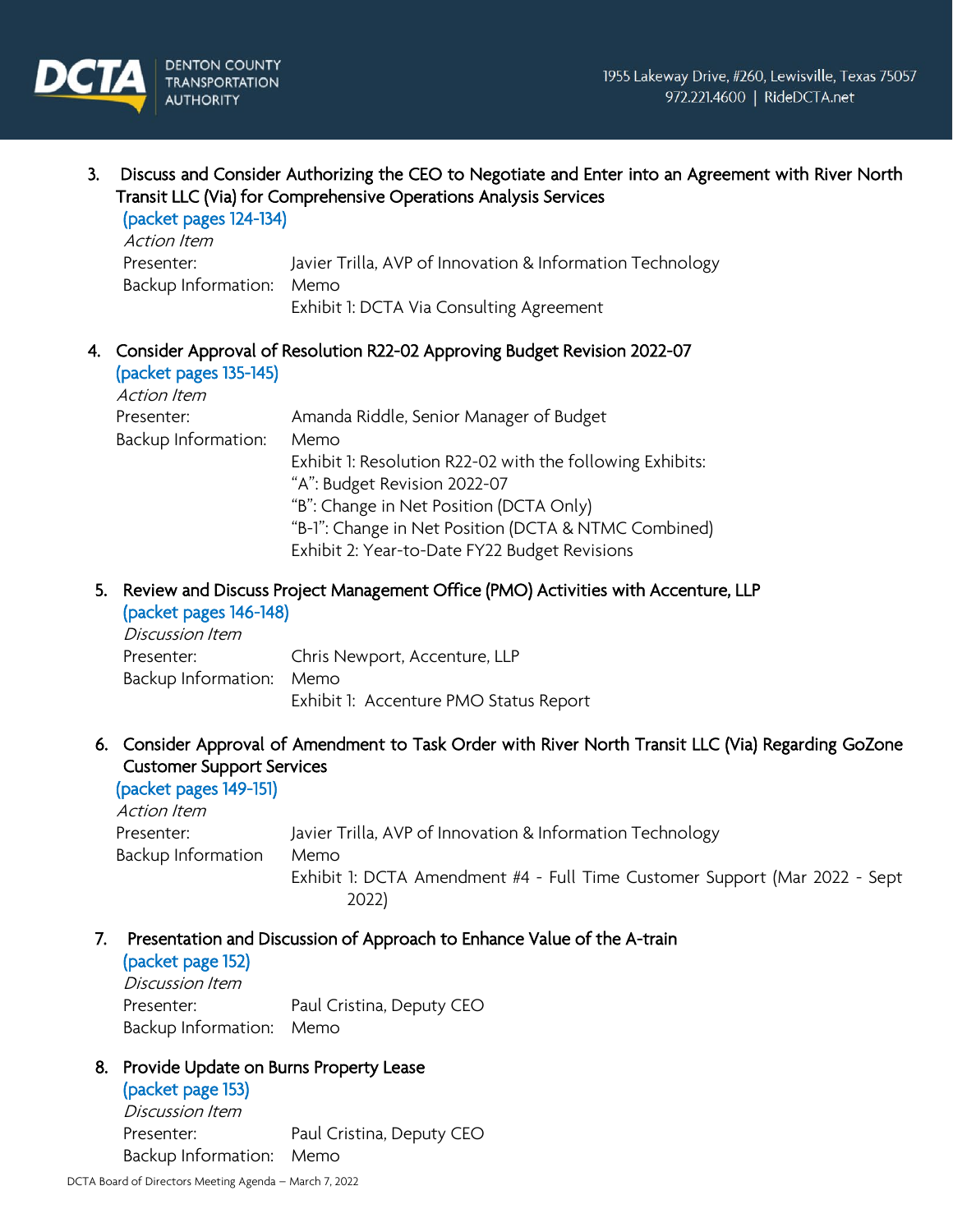3. Discuss and Consider Authorizing the CEO to Negotiate and Enter into an Agreement with River North Transit LLC (Via) for Comprehensive Operations Analysis Services
   (packet pages 124-134)
   *Action Item*
   Presenter: Javier Trilla, AVP of Innovation & Information Technology
   Backup Information: Memo
   Exhibit 1: DCTA Via Consulting Agreement

4. Consider Approval of Resolution R22-02 Approving Budget Revision 2022-07
   (packet pages 135-145)
   *Action Item*
   Presenter: Amanda Riddle, Senior Manager of Budget
   Backup Information: Memo
   Exhibit 1: Resolution R22-02 with the following Exhibits:
   "A": Budget Revision 2022-07
   "B": Change in Net Position (DCTA Only)
   "B-1": Change in Net Position (DCTA & NTMC Combined)
   Exhibit 2: Year-to-Date FY22 Budget Revisions

5. Review and Discuss Project Management Office (PMO) Activities with Accenture, LLP
   (packet pages 146-148)
   *Discussion Item*
   Presenter: Chris Newport, Accenture, LLP
   Backup Information: Memo
   Exhibit 1: Accenture PMO Status Report

6. Consider Approval of Amendment to Task Order with River North Transit LLC (Via) Regarding GoZone Customer Support Services
   (packet pages 149-151)
   *Action Item*
   Presenter: Javier Trilla, AVP of Innovation & Information Technology
   Backup Information Memo
   Exhibit 1: DCTA Amendment #4 - Full Time Customer Support (Mar 2022 - Sept 2022)

7. Presentation and Discussion of Approach to Enhance Value of the A-train
   (packet page 152)
   *Discussion Item*
   Presenter: Paul Cristina, Deputy CEO
   Backup Information: Memo

8. Provide Update on Burns Property Lease
   (packet page 153)
   *Discussion Item*
   Presenter: Paul Cristina, Deputy CEO
   Backup Information: Memo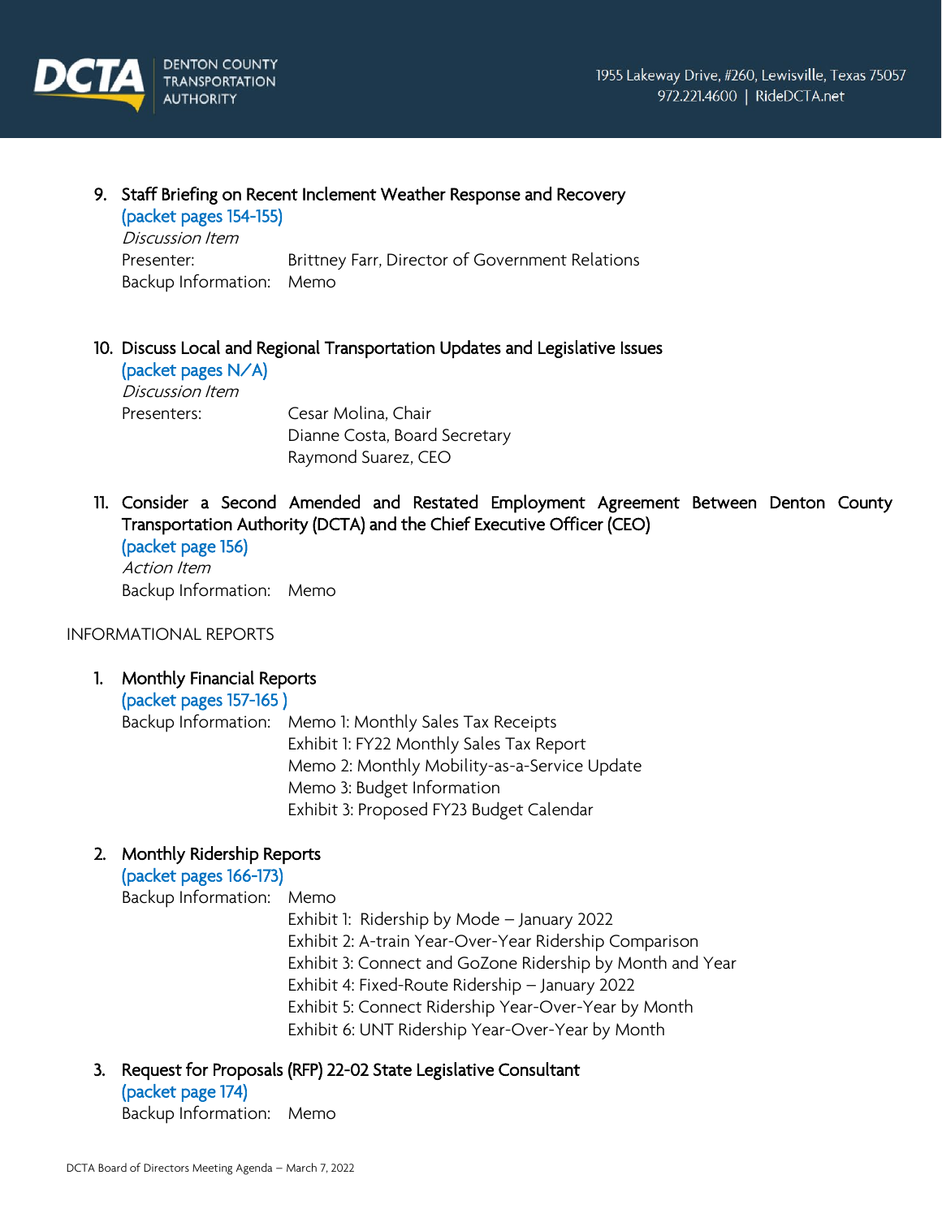9. Staff Briefing on Recent Inclement Weather Response and Recovery
   (packet pages 154-155)
   *Discussion Item*
   Presenter: Brittney Farr, Director of Government Relations
   Backup Information: Memo

10. Discuss Local and Regional Transportation Updates and Legislative Issues
    (packet pages N/A)
    *Discussion Item*
    Presenters: Cesar Molina, Chair
    Dianne Costa, Board Secretary
    Raymond Suarez, CEO

11. Consider a Second Amended and Restated Employment Agreement Between Denton County Transportation Authority (DCTA) and the Chief Executive Officer (CEO)
    (packet page 156)
    *Action Item*
    Backup Information: Memo

INFORMATIONAL REPORTS

1. Monthly Financial Reports
   (packet pages 157-165 )
   Backup Information: Memo 1: Monthly Sales Tax Receipts
   Exhibit 1: FY22 Monthly Sales Tax Report
   Memo 2: Monthly Mobility-as-a-Service Update
   Memo 3: Budget Information
   Exhibit 3: Proposed FY23 Budget Calendar

2. Monthly Ridership Reports
   (packet pages 166-173)
   Backup Information: Memo
   Exhibit 1: Ridership by Mode – January 2022
   Exhibit 2: A-train Year-Over-Year Ridership Comparison
   Exhibit 3: Connect and GoZone Ridership by Month and Year
   Exhibit 4: Fixed-Route Ridership – January 2022
   Exhibit 5: Connect Ridership Year-Over-Year by Month
   Exhibit 6: UNT Ridership Year-Over-Year by Month

3. Request for Proposals (RFP) 22-02 State Legislative Consultant
   (packet page 174)
   Backup Information: Memo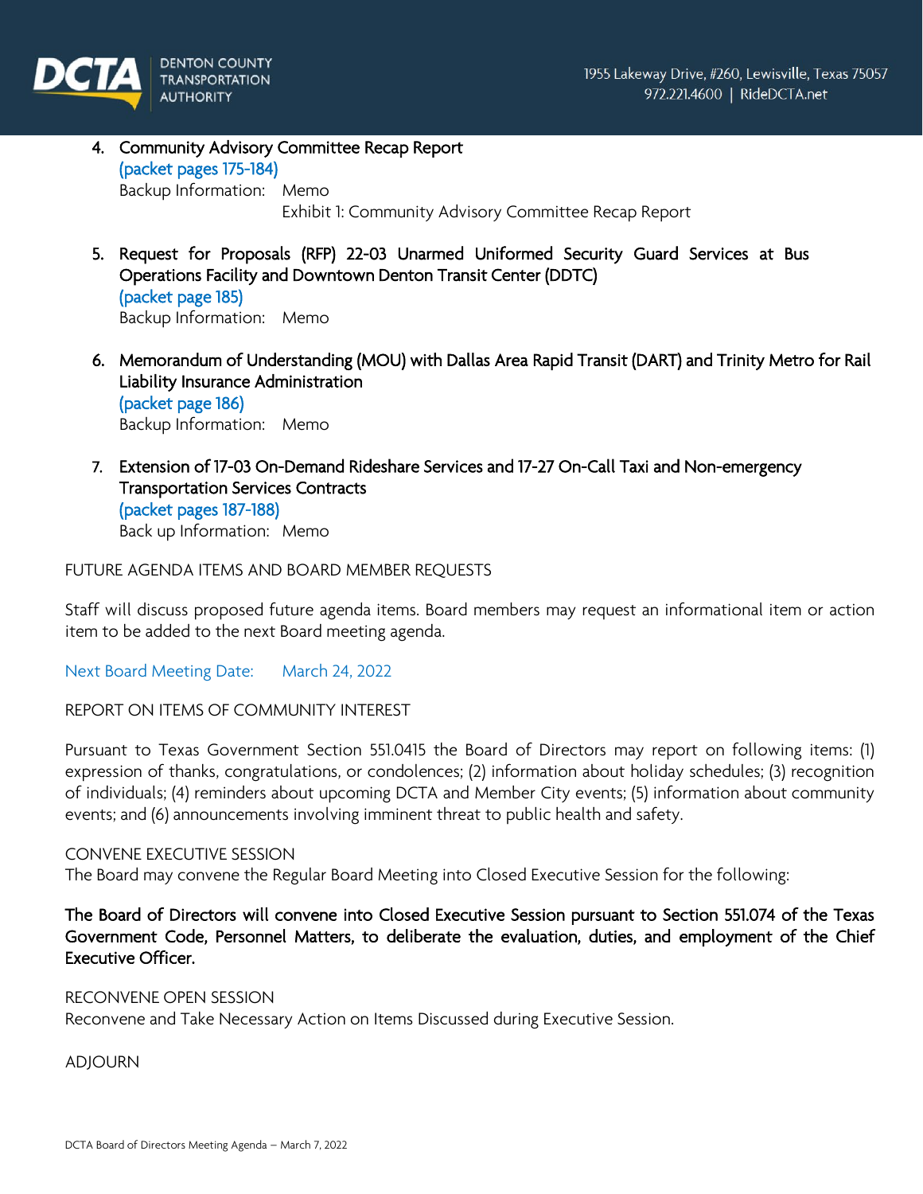4. **Community Advisory Committee Recap Report**
   (packet pages 175-184)
   Backup Information: Memo
   Exhibit 1: Community Advisory Committee Recap Report

5. **Request for Proposals (RFP) 22-03 Unarmed Uniformed Security Guard Services at Bus Operations Facility and Downtown Denton Transit Center (DDTC)**
   (packet page 185)
   Backup Information: Memo

6. **Memorandum of Understanding (MOU) with Dallas Area Rapid Transit (DART) and Trinity Metro for Rail Liability Insurance Administration**
   (packet page 186)
   Backup Information: Memo

7. **Extension of 17-03 On-Demand Rideshare Services and 17-27 On-Call Taxi and Non-emergency Transportation Services Contracts**
   (packet pages 187-188)
   Back up Information: Memo

FUTURE AGENDA ITEMS AND BOARD MEMBER REQUESTS

Staff will discuss proposed future agenda items. Board members may request an informational item or action item to be added to the next Board meeting agenda.

Next Board Meeting Date: March 24, 2022

REPORT ON ITEMS OF COMMUNITY INTEREST

Pursuant to Texas Government Section 551.0415 the Board of Directors may report on following items: (1) expression of thanks, congratulations, or condolences; (2) information about holiday schedules; (3) recognition of individuals; (4) reminders about upcoming DCTA and Member City events; (5) information about community events; and (6) announcements involving imminent threat to public health and safety.

CONVENE EXECUTIVE SESSION
The Board may convene the Regular Board Meeting into Closed Executive Session for the following:

**The Board of Directors will convene into Closed Executive Session pursuant to Section 551.074 of the Texas Government Code, Personnel Matters, to deliberate the evaluation, duties, and employment of the Chief Executive Officer.**

RECONVENE OPEN SESSION
Reconvene and Take Necessary Action on Items Discussed during Executive Session.

ADJOURN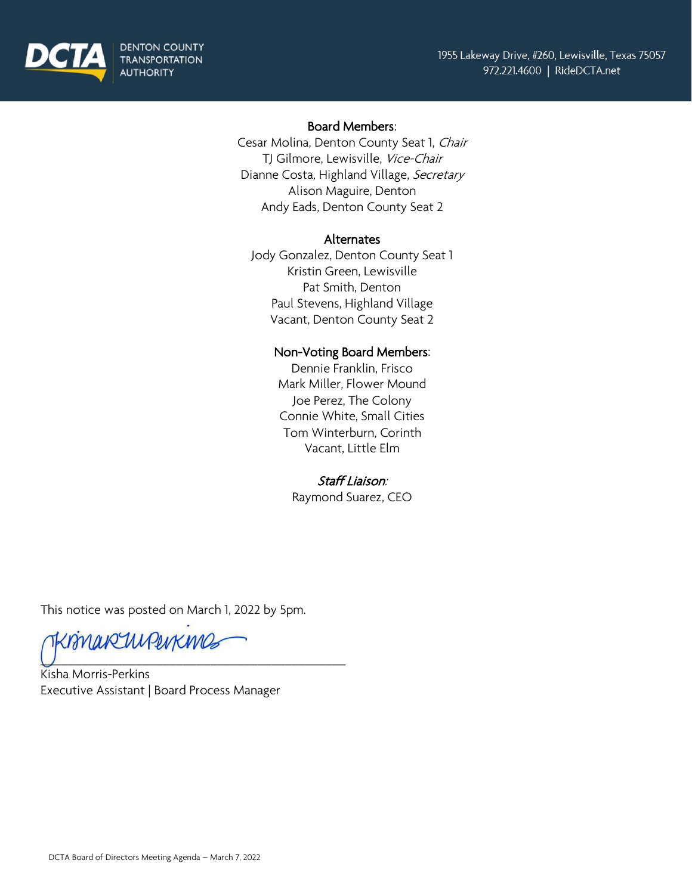1955 Lakeway Drive, #260, Lewisville, Texas 75057
972.221.4600 | RideDCTA.net

**Board Members**:
Cesar Molina, Denton County Seat 1, *Chair*
TJ Gilmore, Lewisville, *Vice-Chair*
Dianne Costa, Highland Village, *Secretary*
Alison Maguire, Denton
Andy Eads, Denton County Seat 2

**Alternates**
Jody Gonzalez, Denton County Seat 1
Kristin Green, Lewisville
Pat Smith, Denton
Paul Stevens, Highland Village
Vacant, Denton County Seat 2

**Non-Voting Board Members**:
Dennie Franklin, Frisco
Mark Miller, Flower Mound
Joe Perez, The Colony
Connie White, Small Cities
Tom Winterburn, Corinth
Vacant, Little Elm

***Staff Liaison***:
Raymond Suarez, CEO

This notice was posted on March 1, 2022 by 5pm.

______________________________________
Kisha Morris-Perkins
Executive Assistant | Board Process Manager